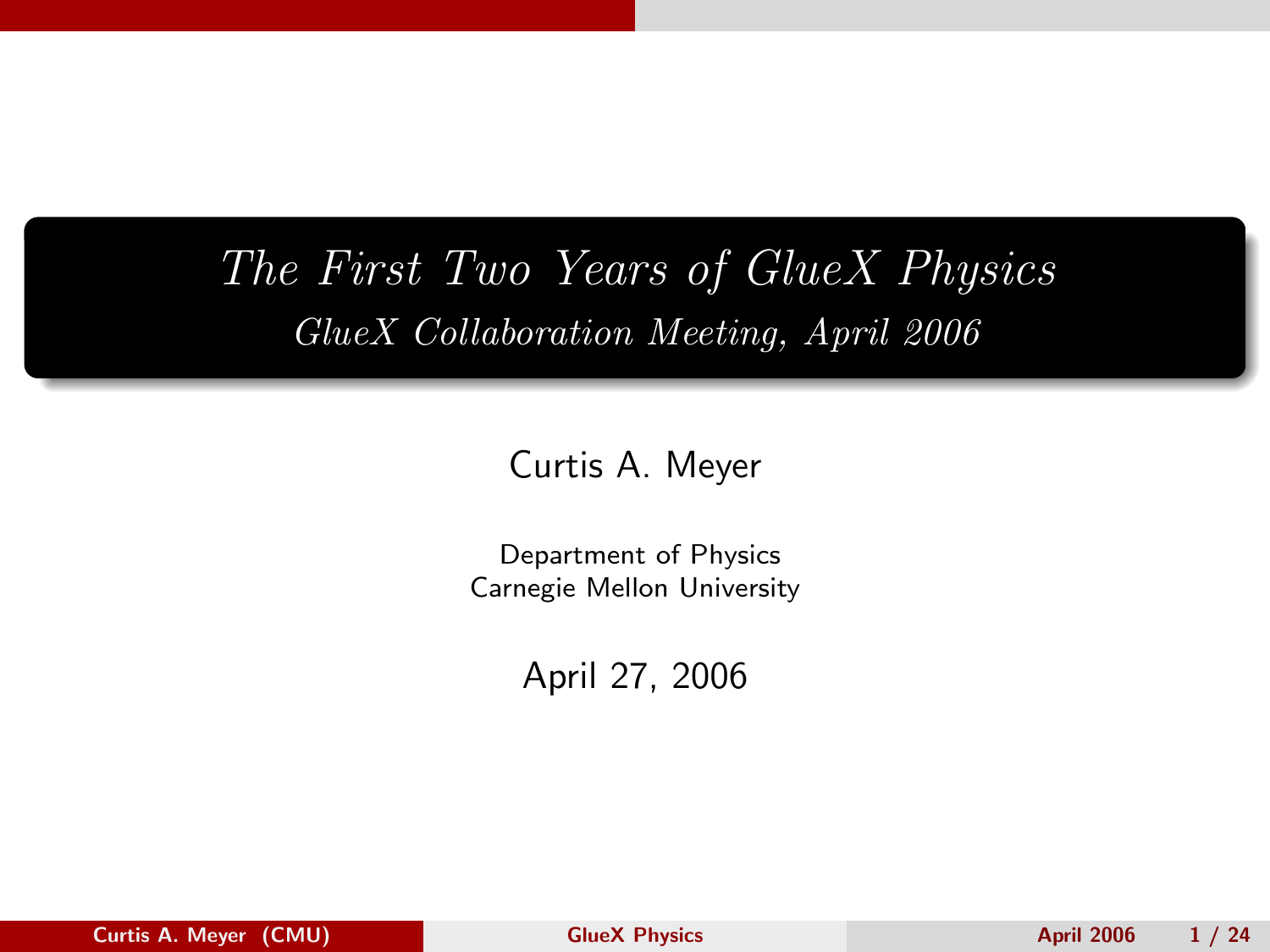# *The First Two Years of GlueX Physics*

*GlueX Collaboration Meeting, April 2006*

Curtis A. Meyer

Department of Physics
Carnegie Mellon University

April 27, 2006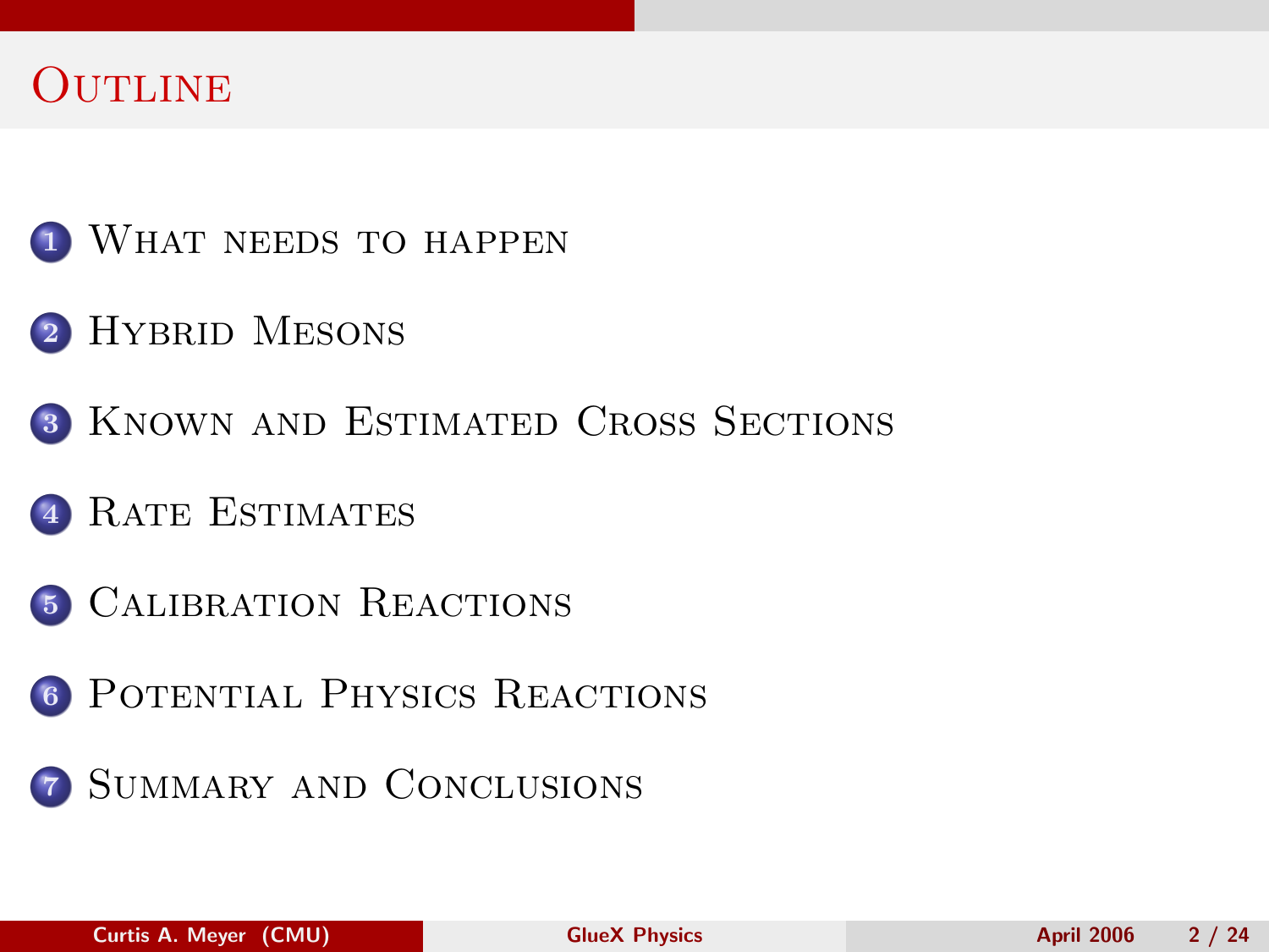# Outline

1. What needs to happen
2. Hybrid Mesons
3. Known and Estimated Cross Sections
4. Rate Estimates
5. Calibration Reactions
6. Potential Physics Reactions
7. Summary and Conclusions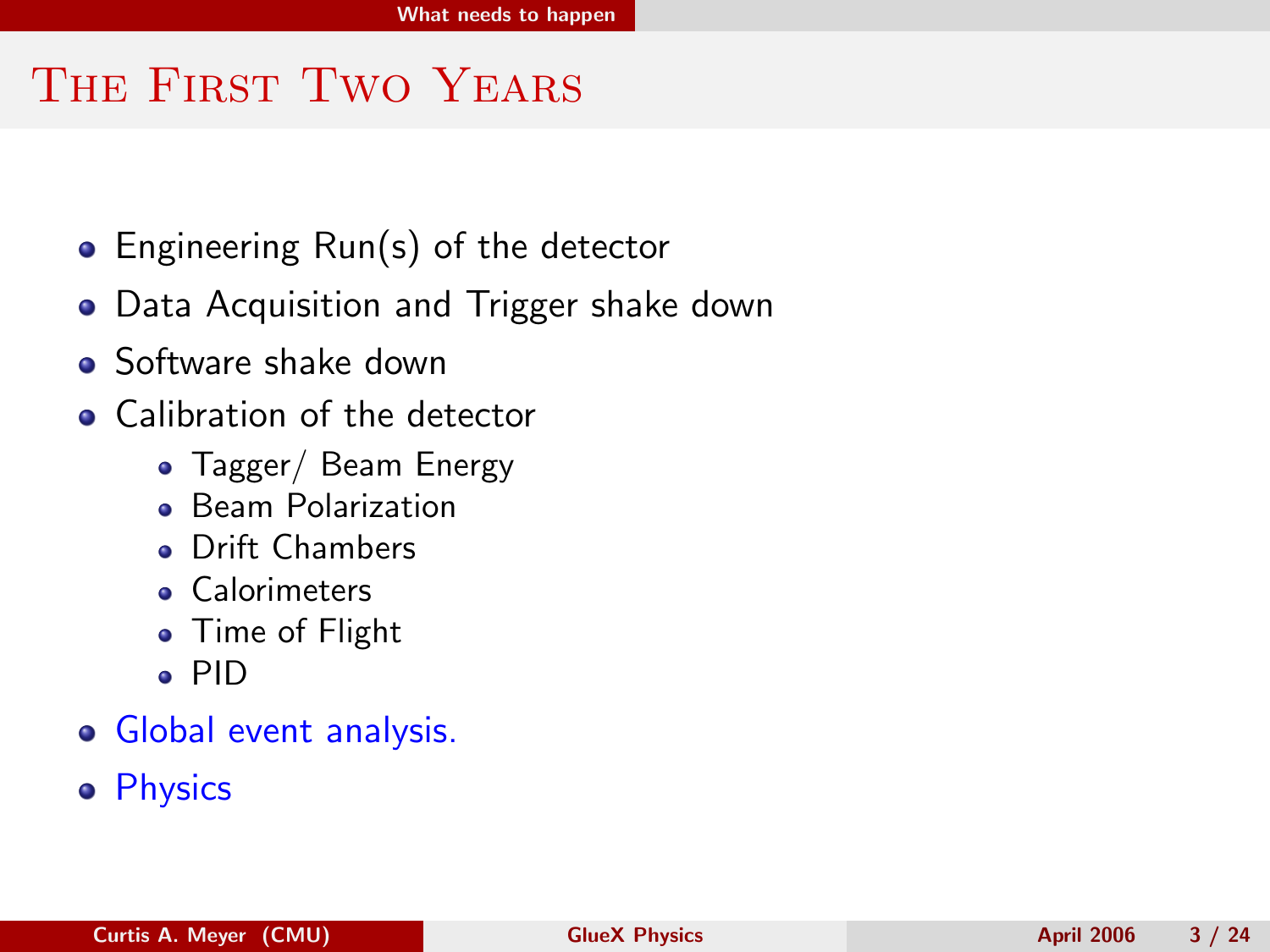# The First Two Years

- Engineering Run(s) of the detector
- Data Acquisition and Trigger shake down
- Software shake down
- Calibration of the detector
  - Tagger/ Beam Energy
  - Beam Polarization
  - Drift Chambers
  - Calorimeters
  - Time of Flight
  - PID
- Global event analysis.
- Physics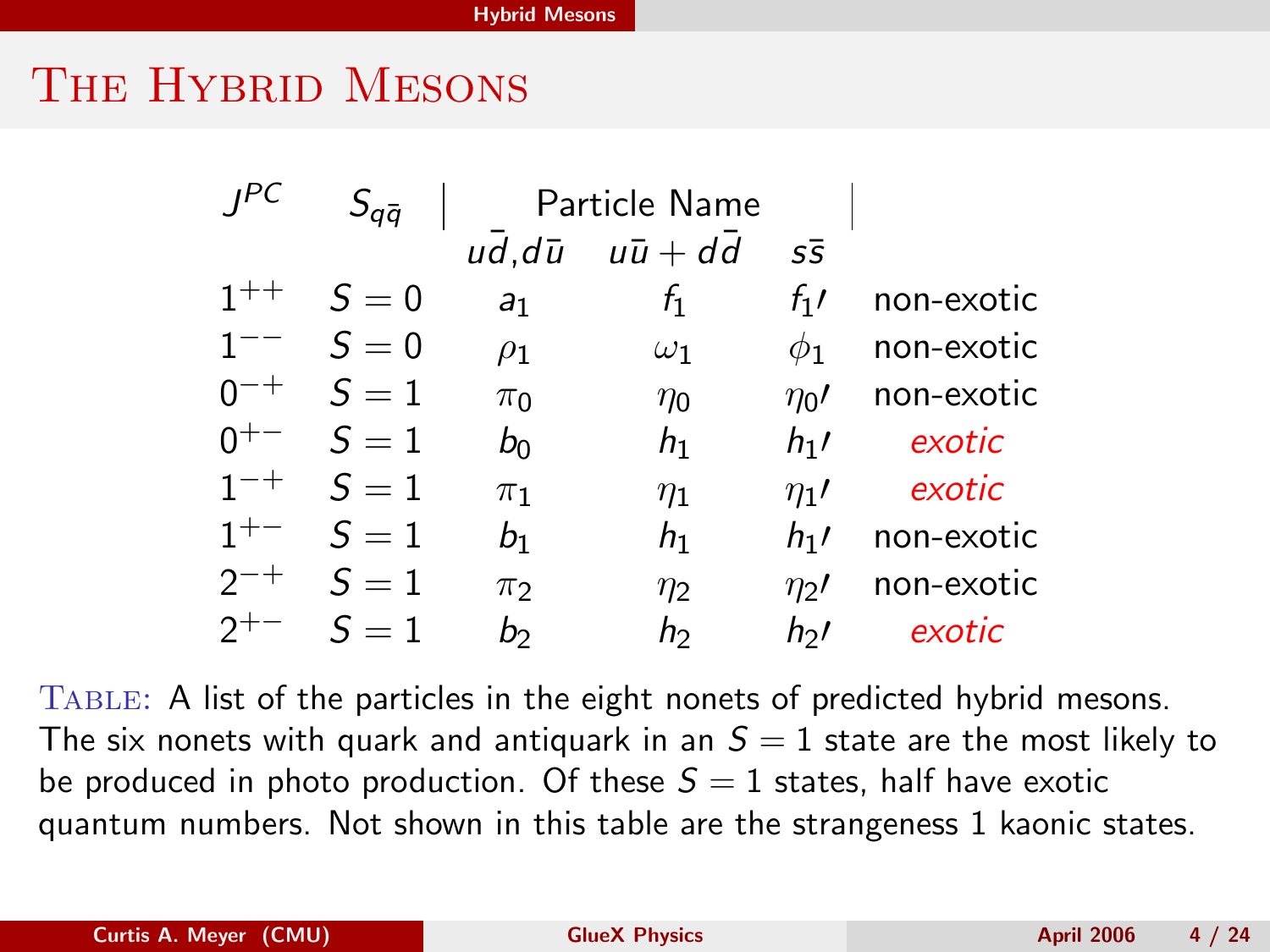# The Hybrid Mesons

| $J^{PC}$ | $S_{q\bar{q}}$ | Particle Name | | | |
|---|---|---|---|---|---|
| | | $u\bar{d}$,$d\bar{u}$ | $u\bar{u}+d\bar{d}$ | $s\bar{s}$ | |
| $1^{++}$ | $S=0$ | $a_1$ | $f_1$ | $f_1\prime$ | non-exotic |
| $1^{--}$ | $S=0$ | $\rho_1$ | $\omega_1$ | $\phi_1$ | non-exotic |
| $0^{-+}$ | $S=1$ | $\pi_0$ | $\eta_0$ | $\eta_0\prime$ | non-exotic |
| $0^{+-}$ | $S=1$ | $b_0$ | $h_1$ | $h_1\prime$ | *exotic* |
| $1^{-+}$ | $S=1$ | $\pi_1$ | $\eta_1$ | $\eta_1\prime$ | *exotic* |
| $1^{+-}$ | $S=1$ | $b_1$ | $h_1$ | $h_1\prime$ | non-exotic |
| $2^{-+}$ | $S=1$ | $\pi_2$ | $\eta_2$ | $\eta_2\prime$ | non-exotic |
| $2^{+-}$ | $S=1$ | $b_2$ | $h_2$ | $h_2\prime$ | *exotic* |

Table: A list of the particles in the eight nonets of predicted hybrid mesons. The six nonets with quark and antiquark in an $S=1$ state are the most likely to be produced in photo production. Of these $S=1$ states, half have exotic quantum numbers. Not shown in this table are the strangeness 1 kaonic states.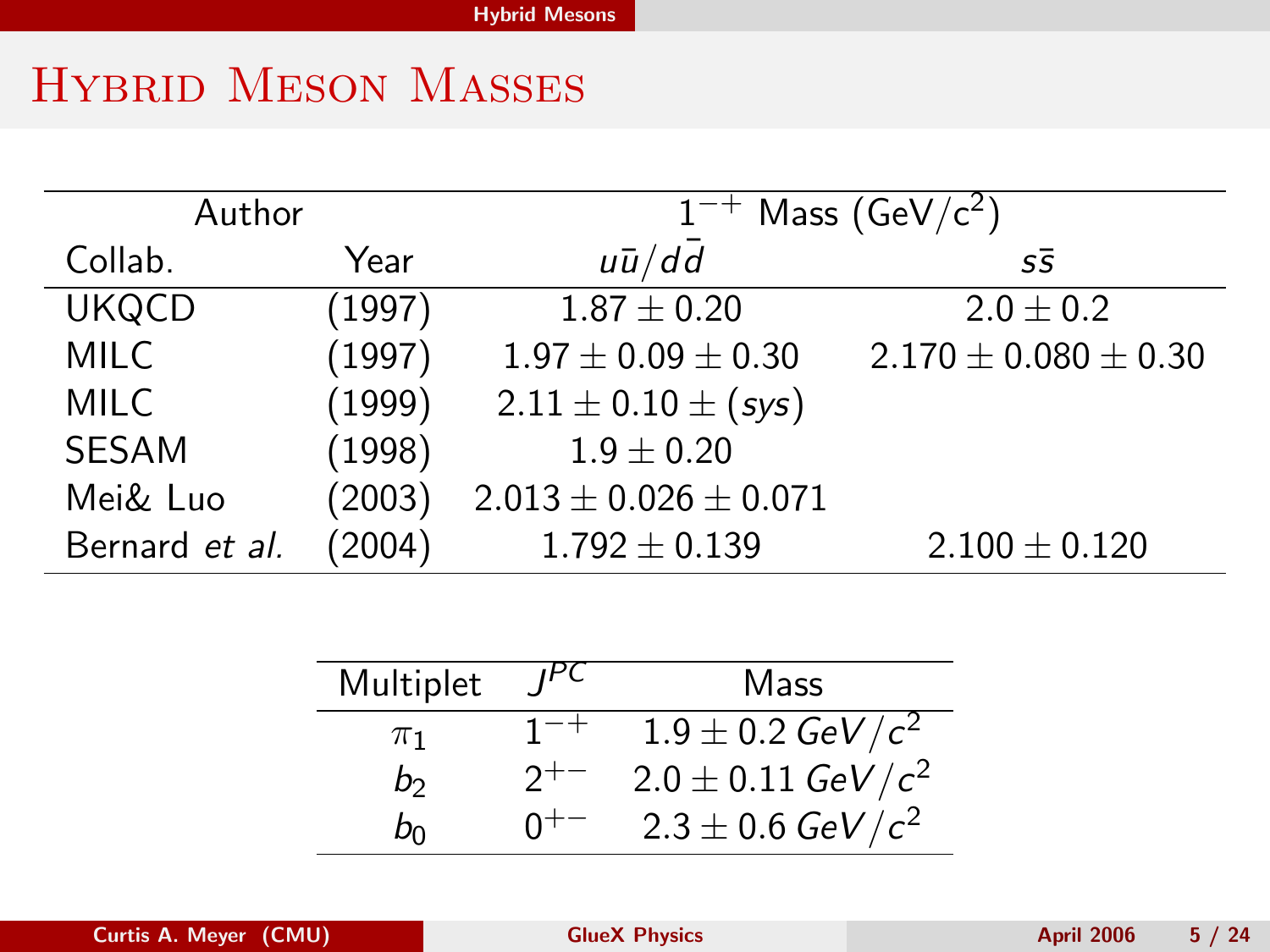# Hybrid Meson Masses

| Author | | $1^{-+}$ Mass (GeV/c$^2$) | |
|---|---|---|---|
| Collab. | Year | $u\bar{u}/d\bar{d}$ | $s\bar{s}$ |
| UKQCD | (1997) | $1.87 \pm 0.20$ | $2.0 \pm 0.2$ |
| MILC | (1997) | $1.97 \pm 0.09 \pm 0.30$ | $2.170 \pm 0.080 \pm 0.30$ |
| MILC | (1999) | $2.11 \pm 0.10 \pm (sys)$ | |
| SESAM | (1998) | $1.9 \pm 0.20$ | |
| Mei& Luo | (2003) | $2.013 \pm 0.026 \pm 0.071$ | |
| Bernard *et al.* | (2004) | $1.792 \pm 0.139$ | $2.100 \pm 0.120$ |

| Multiplet | $J^{PC}$ | Mass |
|---|---|---|
| $\pi_1$ | $1^{-+}$ | $1.9 \pm 0.2\ GeV/c^2$ |
| $b_2$ | $2^{+-}$ | $2.0 \pm 0.11\ GeV/c^2$ |
| $b_0$ | $0^{+-}$ | $2.3 \pm 0.6\ GeV/c^2$ |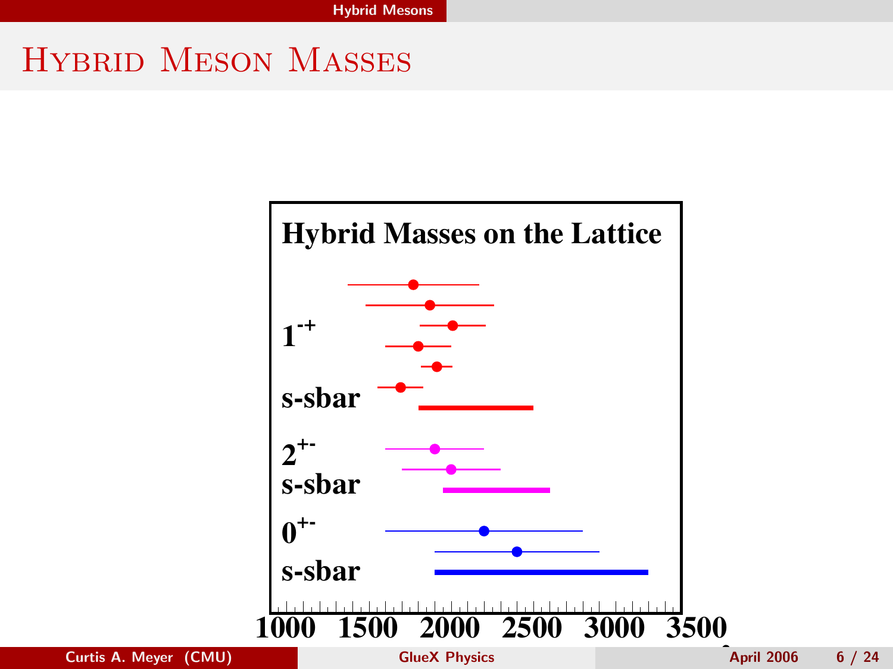# Hybrid Meson Masses

**Hybrid Masses on the Lattice**

$1^{-+}$

s-sbar

$2^{+-}$

s-sbar

$0^{+-}$

s-sbar

1000 1500 2000 2500 3000 3500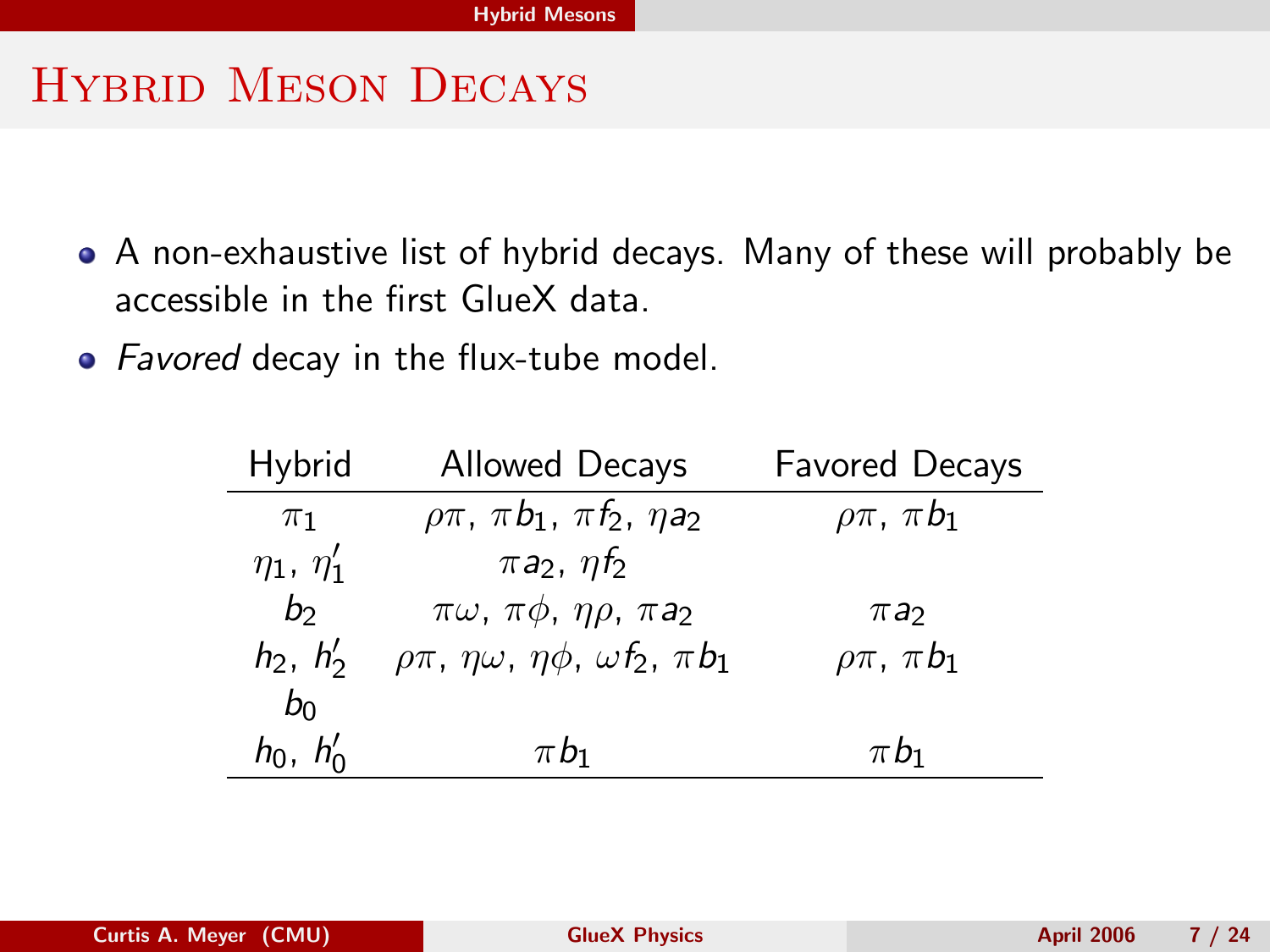# Hybrid Meson Decays

- A non-exhaustive list of hybrid decays. Many of these will probably be accessible in the first GlueX data.
- *Favored* decay in the flux-tube model.

| Hybrid | Allowed Decays | Favored Decays |
|---|---|---|
| $\pi_1$ | $\rho\pi$, $\pi b_1$, $\pi f_2$, $\eta a_2$ | $\rho\pi$, $\pi b_1$ |
| $\eta_1$, $\eta_1'$ | $\pi a_2$, $\eta f_2$ | |
| $b_2$ | $\pi\omega$, $\pi\phi$, $\eta\rho$, $\pi a_2$ | $\pi a_2$ |
| $h_2$, $h_2'$ | $\rho\pi$, $\eta\omega$, $\eta\phi$, $\omega f_2$, $\pi b_1$ | $\rho\pi$, $\pi b_1$ |
| $b_0$ | | |
| $h_0$, $h_0'$ | $\pi b_1$ | $\pi b_1$ |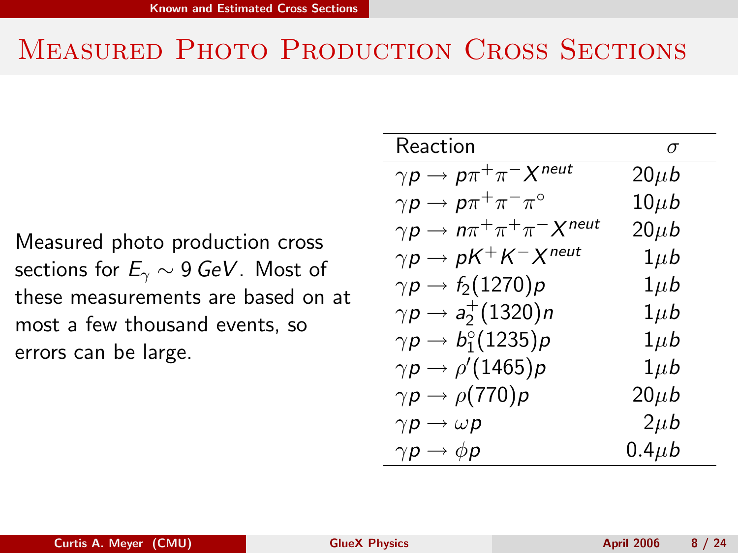# Measured Photo Production Cross Sections

Measured photo production cross sections for $E_\gamma \sim 9\,GeV$. Most of these measurements are based on at most a few thousand events, so errors can be large.

| Reaction | $\sigma$ |
|---|---|
| $\gamma p \rightarrow p\pi^+\pi^- X^{neut}$ | $20\mu b$ |
| $\gamma p \rightarrow p\pi^+\pi^-\pi^\circ$ | $10\mu b$ |
| $\gamma p \rightarrow n\pi^+\pi^+\pi^- X^{neut}$ | $20\mu b$ |
| $\gamma p \rightarrow pK^+K^- X^{neut}$ | $1\mu b$ |
| $\gamma p \rightarrow f_2(1270)p$ | $1\mu b$ |
| $\gamma p \rightarrow a_2^+(1320)n$ | $1\mu b$ |
| $\gamma p \rightarrow b_1^\circ(1235)p$ | $1\mu b$ |
| $\gamma p \rightarrow \rho'(1465)p$ | $1\mu b$ |
| $\gamma p \rightarrow \rho(770)p$ | $20\mu b$ |
| $\gamma p \rightarrow \omega p$ | $2\mu b$ |
| $\gamma p \rightarrow \phi p$ | $0.4\mu b$ |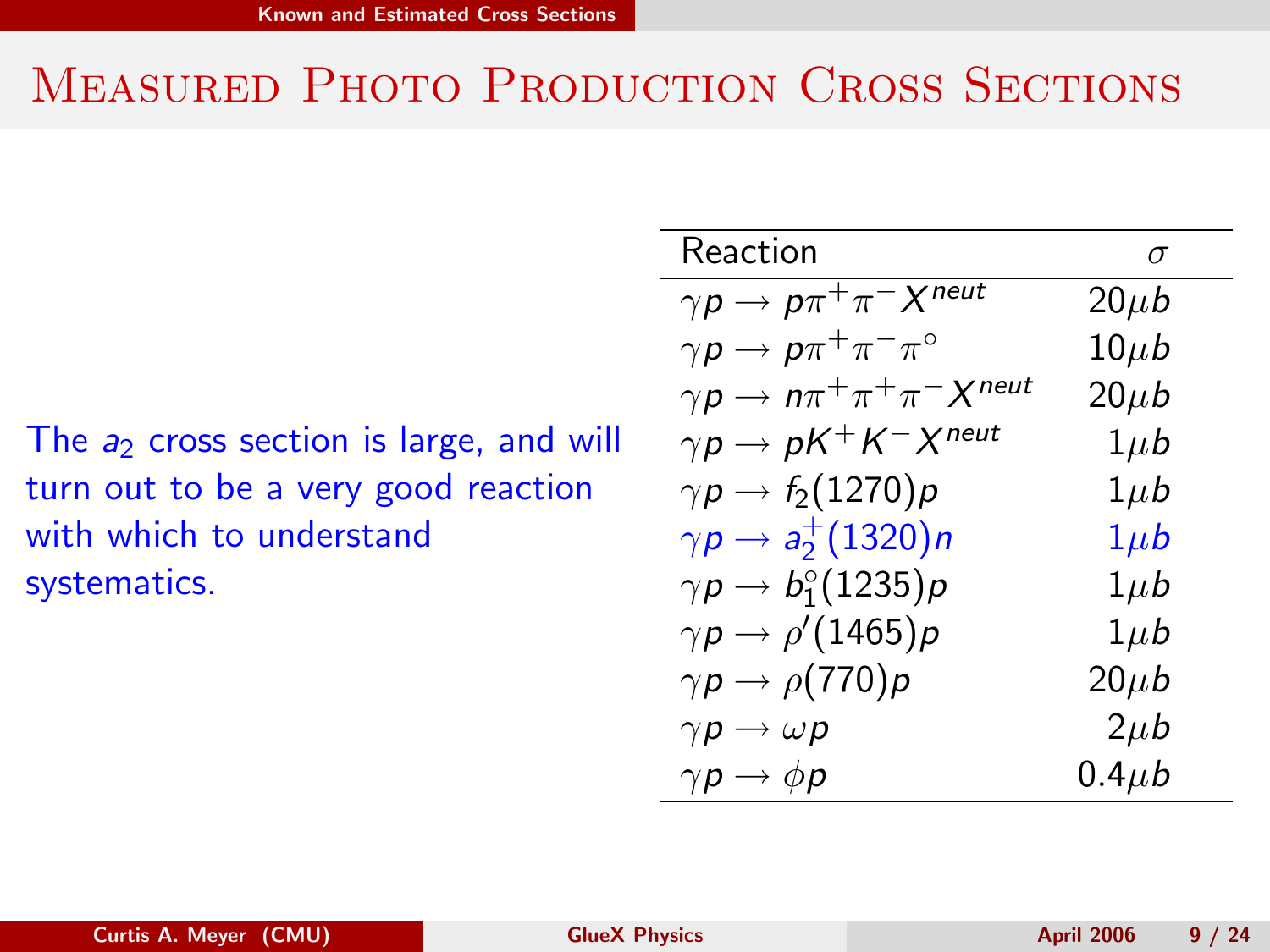# Measured Photo Production Cross Sections

The $a_2$ cross section is large, and will turn out to be a very good reaction with which to understand systematics.

| Reaction | $\sigma$ |
|---|---|
| $\gamma p \rightarrow p\pi^+\pi^- X^{neut}$ | $20\mu b$ |
| $\gamma p \rightarrow p\pi^+\pi^-\pi^\circ$ | $10\mu b$ |
| $\gamma p \rightarrow n\pi^+\pi^+\pi^- X^{neut}$ | $20\mu b$ |
| $\gamma p \rightarrow pK^+K^- X^{neut}$ | $1\mu b$ |
| $\gamma p \rightarrow f_2(1270)p$ | $1\mu b$ |
| $\gamma p \rightarrow a_2^+(1320)n$ | $1\mu b$ |
| $\gamma p \rightarrow b_1^\circ(1235)p$ | $1\mu b$ |
| $\gamma p \rightarrow \rho'(1465)p$ | $1\mu b$ |
| $\gamma p \rightarrow \rho(770)p$ | $20\mu b$ |
| $\gamma p \rightarrow \omega p$ | $2\mu b$ |
| $\gamma p \rightarrow \phi p$ | $0.4\mu b$ |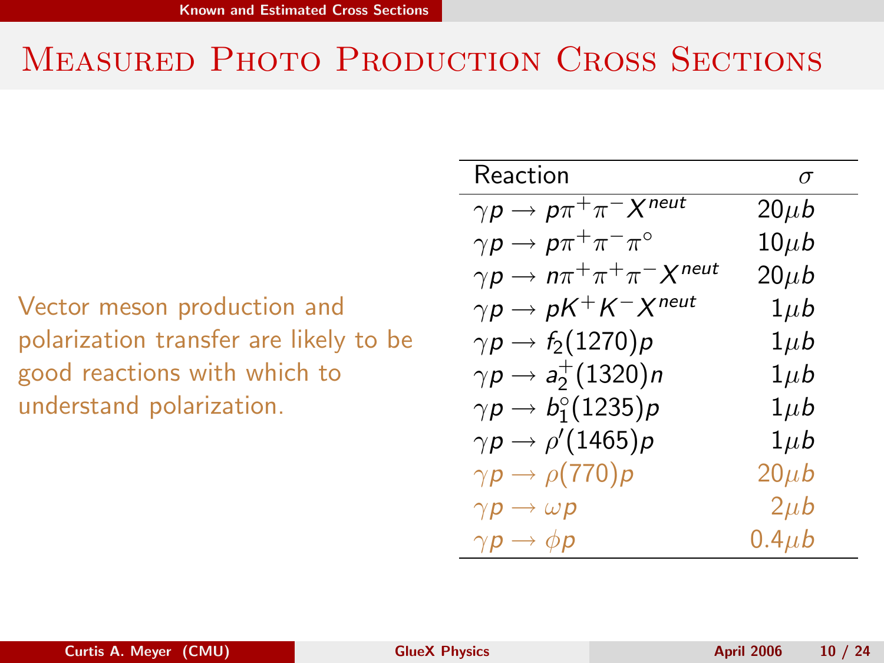# Measured Photo Production Cross Sections

Vector meson production and polarization transfer are likely to be good reactions with which to understand polarization.

| Reaction | $\sigma$ |
|---|---|
| $\gamma p \rightarrow p\pi^+\pi^- X^{neut}$ | $20\mu b$ |
| $\gamma p \rightarrow p\pi^+\pi^-\pi^\circ$ | $10\mu b$ |
| $\gamma p \rightarrow n\pi^+\pi^+\pi^- X^{neut}$ | $20\mu b$ |
| $\gamma p \rightarrow pK^+K^- X^{neut}$ | $1\mu b$ |
| $\gamma p \rightarrow f_2(1270)p$ | $1\mu b$ |
| $\gamma p \rightarrow a_2^+(1320)n$ | $1\mu b$ |
| $\gamma p \rightarrow b_1^\circ(1235)p$ | $1\mu b$ |
| $\gamma p \rightarrow \rho'(1465)p$ | $1\mu b$ |
| $\gamma p \rightarrow \rho(770)p$ | $20\mu b$ |
| $\gamma p \rightarrow \omega p$ | $2\mu b$ |
| $\gamma p \rightarrow \phi p$ | $0.4\mu b$ |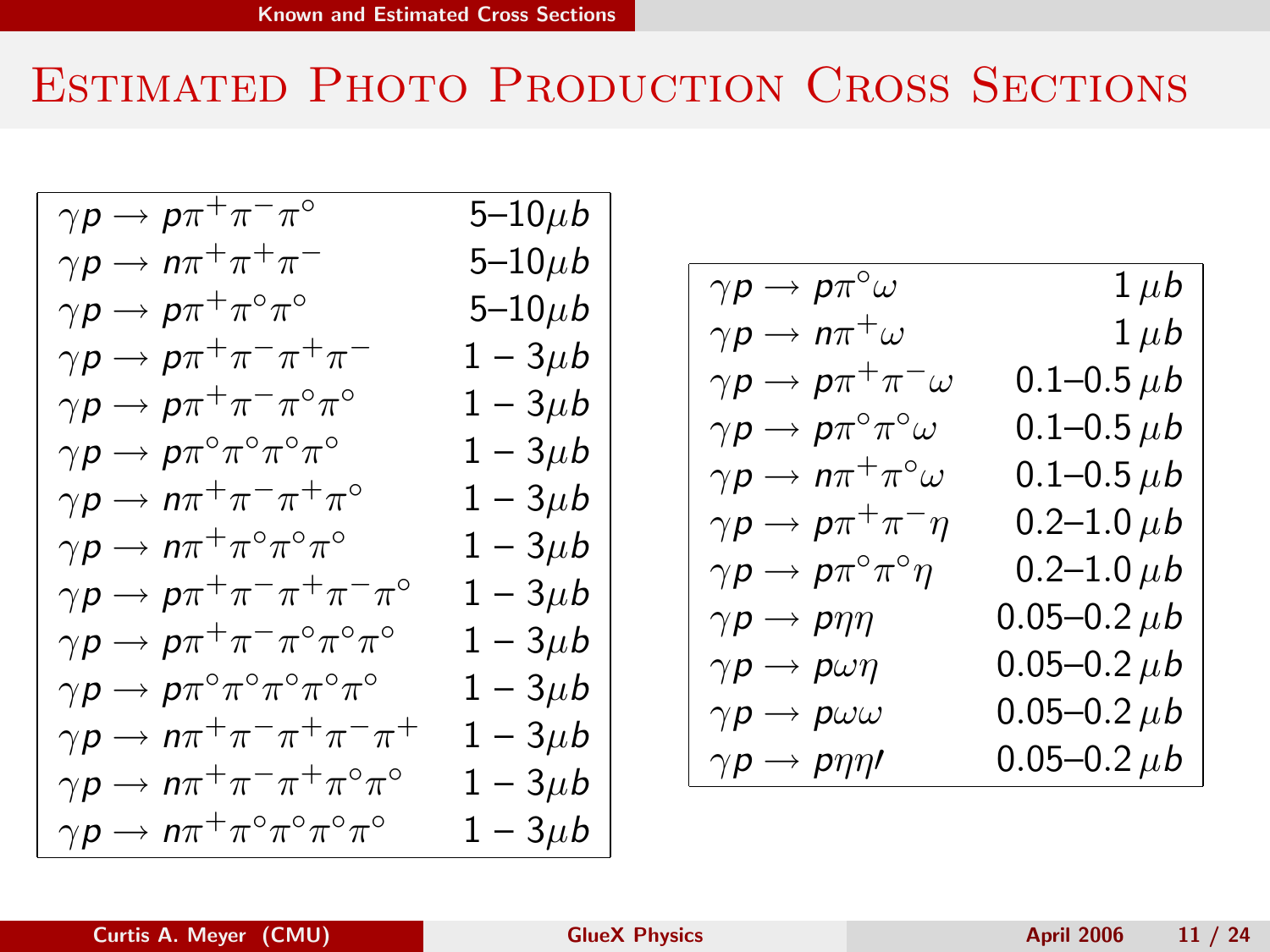# Estimated Photo Production Cross Sections

| Reaction | Cross Section |
|---|---|
| $\gamma p \rightarrow p\pi^+\pi^-\pi^\circ$ | 5–10$\mu b$ |
| $\gamma p \rightarrow n\pi^+\pi^+\pi^-$ | 5–10$\mu b$ |
| $\gamma p \rightarrow p\pi^+\pi^\circ\pi^\circ$ | 5–10$\mu b$ |
| $\gamma p \rightarrow p\pi^+\pi^-\pi^+\pi^-$ | $1 - 3\mu b$ |
| $\gamma p \rightarrow p\pi^+\pi^-\pi^\circ\pi^\circ$ | $1 - 3\mu b$ |
| $\gamma p \rightarrow p\pi^\circ\pi^\circ\pi^\circ\pi^\circ$ | $1 - 3\mu b$ |
| $\gamma p \rightarrow n\pi^+\pi^-\pi^+\pi^\circ$ | $1 - 3\mu b$ |
| $\gamma p \rightarrow n\pi^+\pi^\circ\pi^\circ\pi^\circ$ | $1 - 3\mu b$ |
| $\gamma p \rightarrow p\pi^+\pi^-\pi^+\pi^-\pi^\circ$ | $1 - 3\mu b$ |
| $\gamma p \rightarrow p\pi^+\pi^-\pi^\circ\pi^\circ\pi^\circ$ | $1 - 3\mu b$ |
| $\gamma p \rightarrow p\pi^\circ\pi^\circ\pi^\circ\pi^\circ\pi^\circ$ | $1 - 3\mu b$ |
| $\gamma p \rightarrow n\pi^+\pi^-\pi^+\pi^-\pi^+$ | $1 - 3\mu b$ |
| $\gamma p \rightarrow n\pi^+\pi^-\pi^+\pi^\circ\pi^\circ$ | $1 - 3\mu b$ |
| $\gamma p \rightarrow n\pi^+\pi^\circ\pi^\circ\pi^\circ\pi^\circ$ | $1 - 3\mu b$ |

| Reaction | Cross Section |
|---|---|
| $\gamma p \rightarrow p\pi^\circ\omega$ | $1\,\mu b$ |
| $\gamma p \rightarrow n\pi^+\omega$ | $1\,\mu b$ |
| $\gamma p \rightarrow p\pi^+\pi^-\omega$ | 0.1–0.5 $\mu b$ |
| $\gamma p \rightarrow p\pi^\circ\pi^\circ\omega$ | 0.1–0.5 $\mu b$ |
| $\gamma p \rightarrow n\pi^+\pi^\circ\omega$ | 0.1–0.5 $\mu b$ |
| $\gamma p \rightarrow p\pi^+\pi^-\eta$ | 0.2–1.0 $\mu b$ |
| $\gamma p \rightarrow p\pi^\circ\pi^\circ\eta$ | 0.2–1.0 $\mu b$ |
| $\gamma p \rightarrow p\eta\eta$ | 0.05–0.2 $\mu b$ |
| $\gamma p \rightarrow p\omega\eta$ | 0.05–0.2 $\mu b$ |
| $\gamma p \rightarrow p\omega\omega$ | 0.05–0.2 $\mu b$ |
| $\gamma p \rightarrow p\eta\eta\prime$ | 0.05–0.2 $\mu b$ |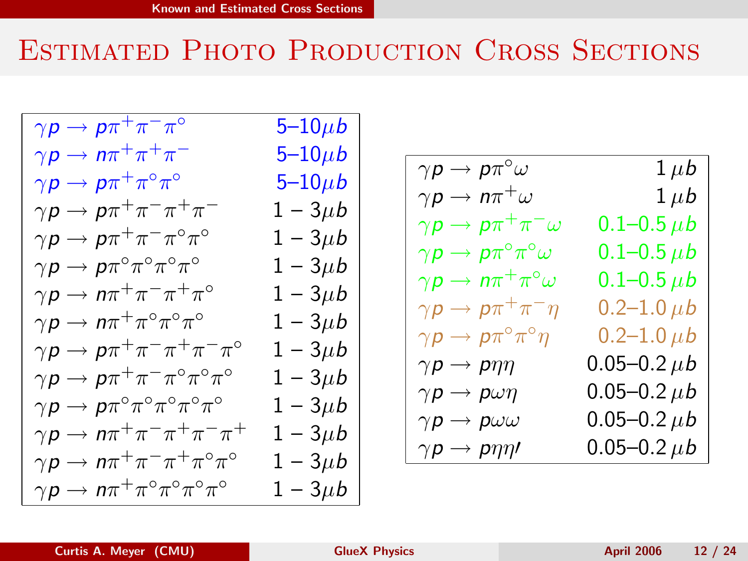# Estimated Photo Production Cross Sections

| Reaction | Cross Section |
|---|---|
| $\gamma p \rightarrow p\pi^+\pi^-\pi^\circ$ | 5–10$\mu b$ |
| $\gamma p \rightarrow n\pi^+\pi^+\pi^-$ | 5–10$\mu b$ |
| $\gamma p \rightarrow p\pi^+\pi^\circ\pi^\circ$ | 5–10$\mu b$ |
| $\gamma p \rightarrow p\pi^+\pi^-\pi^+\pi^-$ | $1-3\mu b$ |
| $\gamma p \rightarrow p\pi^+\pi^-\pi^\circ\pi^\circ$ | $1-3\mu b$ |
| $\gamma p \rightarrow p\pi^\circ\pi^\circ\pi^\circ\pi^\circ$ | $1-3\mu b$ |
| $\gamma p \rightarrow n\pi^+\pi^-\pi^+\pi^\circ$ | $1-3\mu b$ |
| $\gamma p \rightarrow n\pi^+\pi^\circ\pi^\circ\pi^\circ$ | $1-3\mu b$ |
| $\gamma p \rightarrow p\pi^+\pi^-\pi^+\pi^-\pi^\circ$ | $1-3\mu b$ |
| $\gamma p \rightarrow p\pi^+\pi^-\pi^\circ\pi^\circ\pi^\circ$ | $1-3\mu b$ |
| $\gamma p \rightarrow p\pi^\circ\pi^\circ\pi^\circ\pi^\circ\pi^\circ$ | $1-3\mu b$ |
| $\gamma p \rightarrow n\pi^+\pi^-\pi^+\pi^-\pi^+$ | $1-3\mu b$ |
| $\gamma p \rightarrow n\pi^+\pi^-\pi^+\pi^\circ\pi^\circ$ | $1-3\mu b$ |
| $\gamma p \rightarrow n\pi^+\pi^\circ\pi^\circ\pi^\circ\pi^\circ$ | $1-3\mu b$ |

| Reaction | Cross Section |
|---|---|
| $\gamma p \rightarrow p\pi^\circ\omega$ | $1\,\mu b$ |
| $\gamma p \rightarrow n\pi^+\omega$ | $1\,\mu b$ |
| $\gamma p \rightarrow p\pi^+\pi^-\omega$ | 0.1–0.5 $\mu b$ |
| $\gamma p \rightarrow p\pi^\circ\pi^\circ\omega$ | 0.1–0.5 $\mu b$ |
| $\gamma p \rightarrow n\pi^+\pi^\circ\omega$ | 0.1–0.5 $\mu b$ |
| $\gamma p \rightarrow p\pi^+\pi^-\eta$ | 0.2–1.0 $\mu b$ |
| $\gamma p \rightarrow p\pi^\circ\pi^\circ\eta$ | 0.2–1.0 $\mu b$ |
| $\gamma p \rightarrow p\eta\eta$ | 0.05–0.2 $\mu b$ |
| $\gamma p \rightarrow p\omega\eta$ | 0.05–0.2 $\mu b$ |
| $\gamma p \rightarrow p\omega\omega$ | 0.05–0.2 $\mu b$ |
| $\gamma p \rightarrow p\eta\eta'$ | 0.05–0.2 $\mu b$ |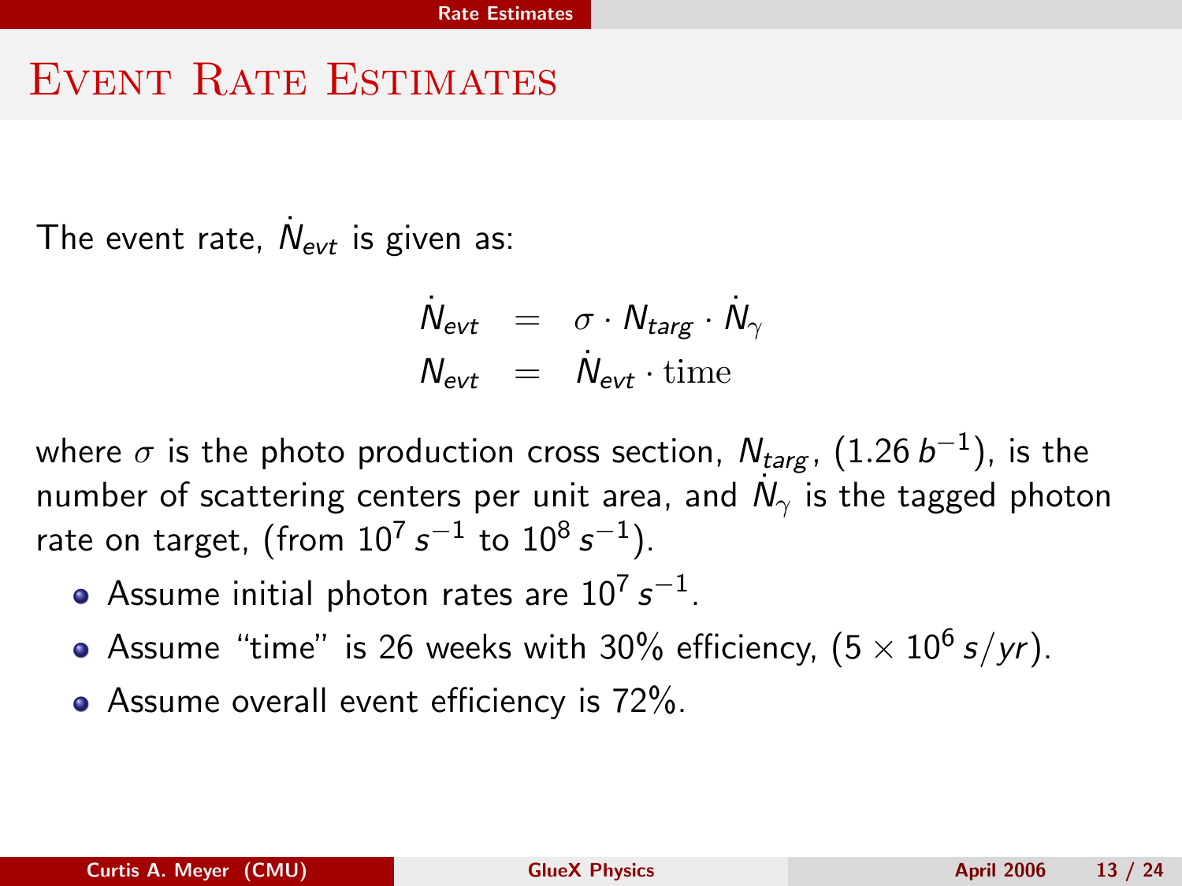# Event Rate Estimates

The event rate, $\dot{N}_{evt}$ is given as:

$$
\begin{aligned}
\dot{N}_{evt} &= \sigma \cdot N_{targ} \cdot \dot{N}_{\gamma} \\
N_{evt} &= \dot{N}_{evt} \cdot \mathrm{time}
\end{aligned}
$$

where $\sigma$ is the photo production cross section, $N_{targ}$, $(1.26\, b^{-1})$, is the number of scattering centers per unit area, and $\dot{N}_{\gamma}$ is the tagged photon rate on target, (from $10^7\, s^{-1}$ to $10^8\, s^{-1}$).

- Assume initial photon rates are $10^7\, s^{-1}$.
- Assume "time" is 26 weeks with 30% efficiency, $(5 \times 10^6\, s/yr)$.
- Assume overall event efficiency is 72%.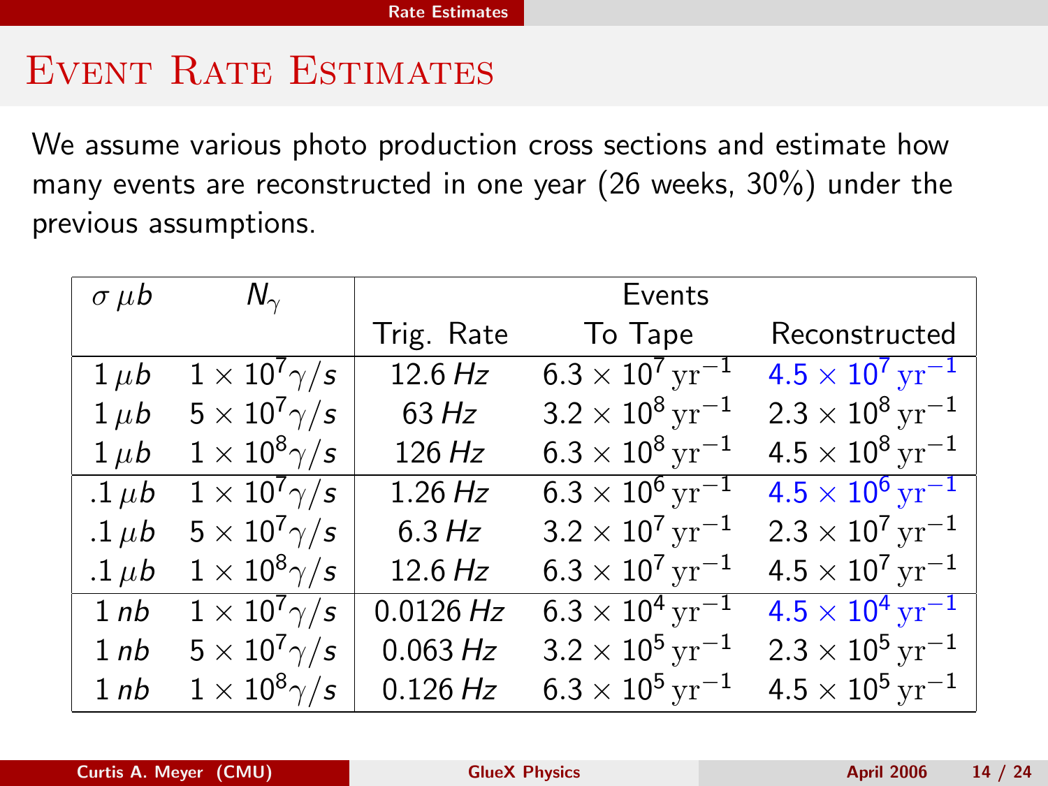# Event Rate Estimates

We assume various photo production cross sections and estimate how many events are reconstructed in one year (26 weeks, 30%) under the previous assumptions.

| $\sigma\,\mu b$ | $N_\gamma$ | Events | | |
|---|---|---|---|---|
| | | Trig. Rate | To Tape | Reconstructed |
| $1\,\mu b$ | $1 \times 10^7 \gamma/s$ | 12.6 *Hz* | $6.3 \times 10^7\,\mathrm{yr}^{-1}$ | $4.5 \times 10^7\,\mathrm{yr}^{-1}$ |
| $1\,\mu b$ | $5 \times 10^7 \gamma/s$ | 63 *Hz* | $3.2 \times 10^8\,\mathrm{yr}^{-1}$ | $2.3 \times 10^8\,\mathrm{yr}^{-1}$ |
| $1\,\mu b$ | $1 \times 10^8 \gamma/s$ | 126 *Hz* | $6.3 \times 10^8\,\mathrm{yr}^{-1}$ | $4.5 \times 10^8\,\mathrm{yr}^{-1}$ |
| $.1\,\mu b$ | $1 \times 10^7 \gamma/s$ | 1.26 *Hz* | $6.3 \times 10^6\,\mathrm{yr}^{-1}$ | $4.5 \times 10^6\,\mathrm{yr}^{-1}$ |
| $.1\,\mu b$ | $5 \times 10^7 \gamma/s$ | 6.3 *Hz* | $3.2 \times 10^7\,\mathrm{yr}^{-1}$ | $2.3 \times 10^7\,\mathrm{yr}^{-1}$ |
| $.1\,\mu b$ | $1 \times 10^8 \gamma/s$ | 12.6 *Hz* | $6.3 \times 10^7\,\mathrm{yr}^{-1}$ | $4.5 \times 10^7\,\mathrm{yr}^{-1}$ |
| $1\,nb$ | $1 \times 10^7 \gamma/s$ | 0.0126 *Hz* | $6.3 \times 10^4\,\mathrm{yr}^{-1}$ | $4.5 \times 10^4\,\mathrm{yr}^{-1}$ |
| $1\,nb$ | $5 \times 10^7 \gamma/s$ | 0.063 *Hz* | $3.2 \times 10^5\,\mathrm{yr}^{-1}$ | $2.3 \times 10^5\,\mathrm{yr}^{-1}$ |
| $1\,nb$ | $1 \times 10^8 \gamma/s$ | 0.126 *Hz* | $6.3 \times 10^5\,\mathrm{yr}^{-1}$ | $4.5 \times 10^5\,\mathrm{yr}^{-1}$ |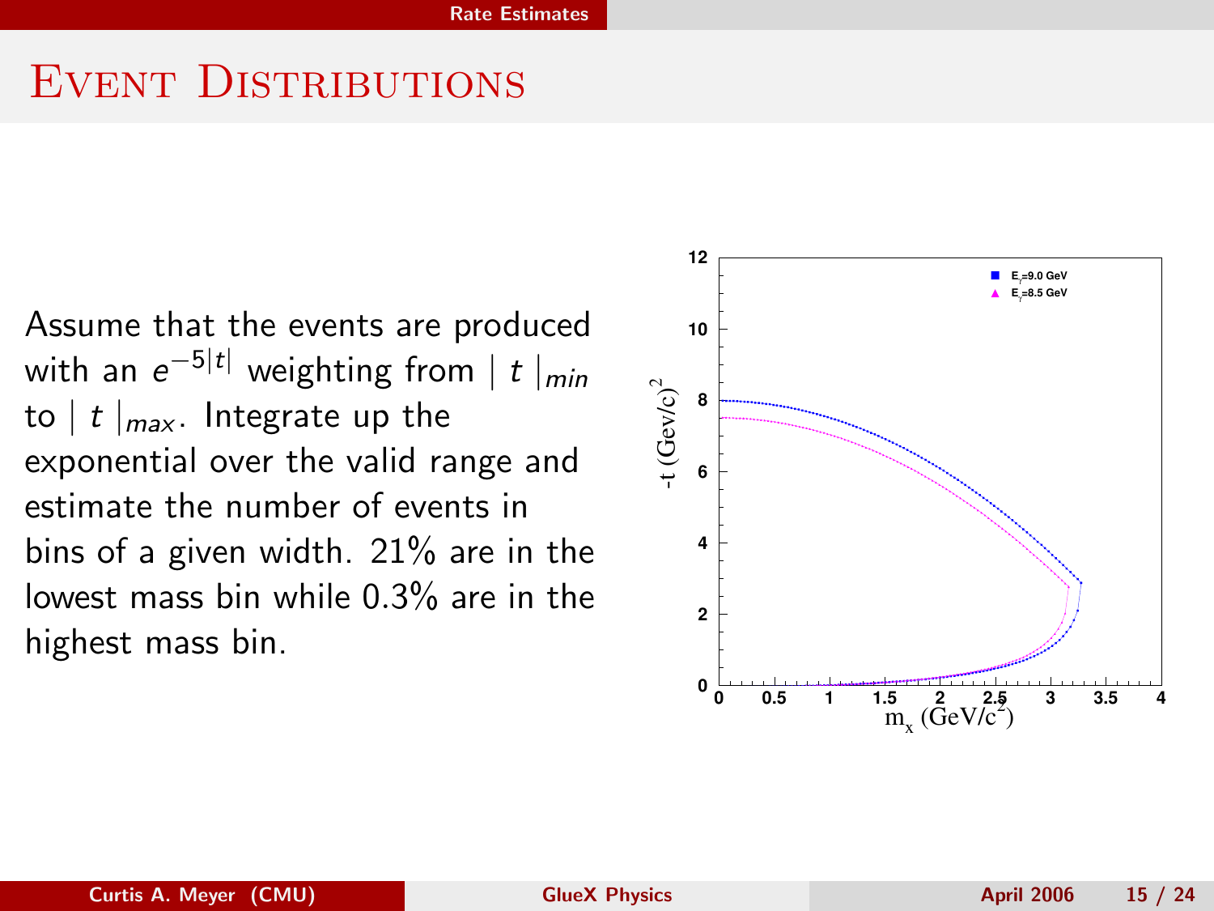# Event Distributions

Assume that the events are produced with an $e^{-5|t|}$ weighting from $|\, t\,|_{min}$ to $|\, t\,|_{max}$. Integrate up the exponential over the valid range and estimate the number of events in bins of a given width. 21% are in the lowest mass bin while 0.3% are in the highest mass bin.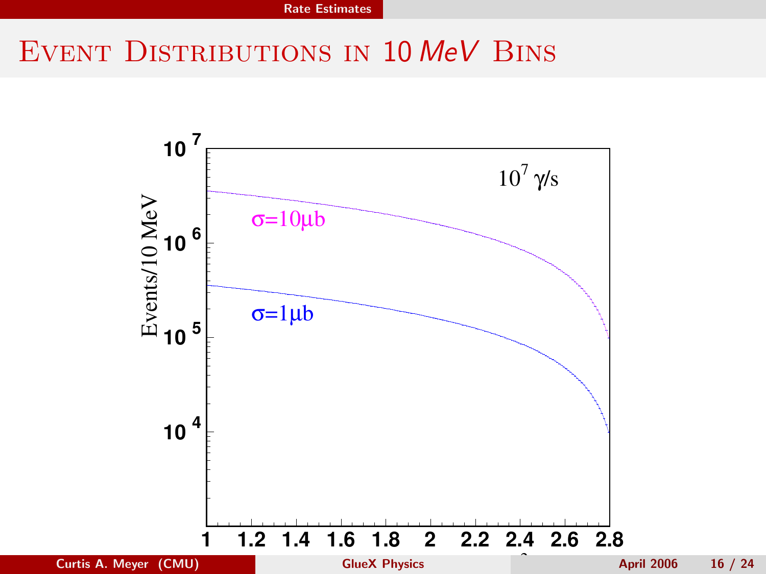# Event Distributions in 10 $MeV$ Bins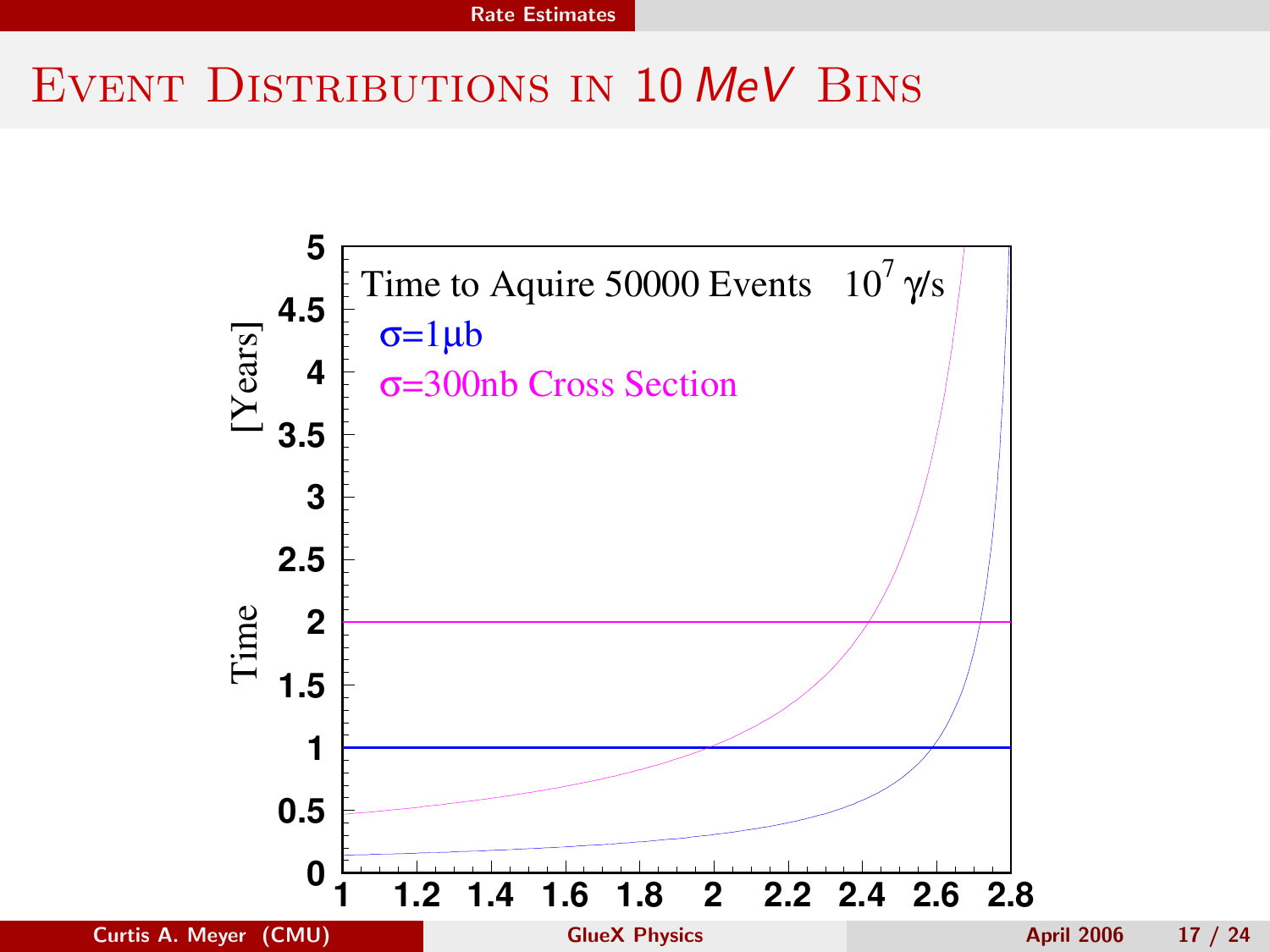# Event Distributions in 10 $MeV$ Bins

Time to Aquire 50000 Events $10^7$ γ/s

σ=1μb

σ=300nb Cross Section

Time [Years]

5, 4.5, 4, 3.5, 3, 2.5, 2, 1.5, 1, 0.5, 0

1, 1.2, 1.4, 1.6, 1.8, 2, 2.2, 2.4, 2.6, 2.8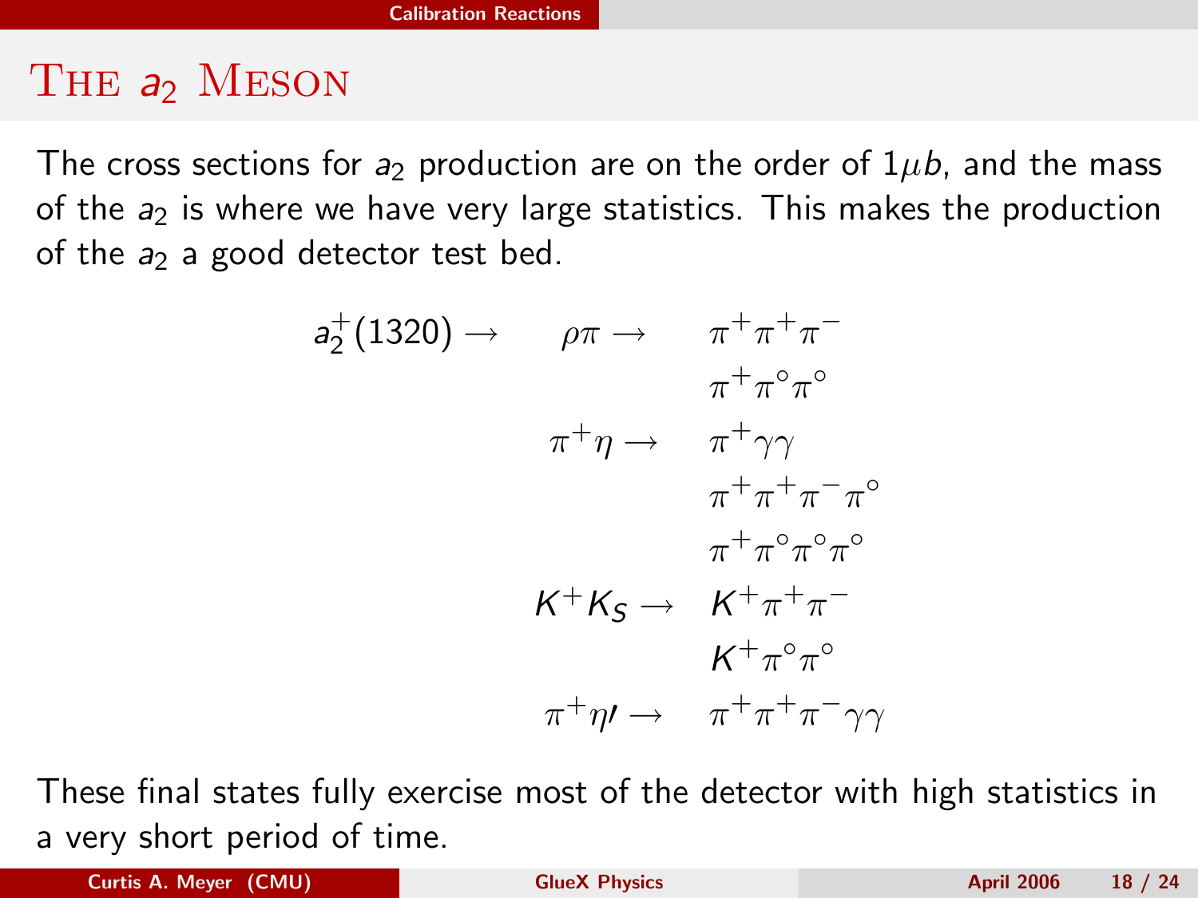# The $a_2$ Meson

The cross sections for $a_2$ production are on the order of $1\mu b$, and the mass of the $a_2$ is where we have very large statistics. This makes the production of the $a_2$ a good detector test bed.

$$
\begin{array}{lll}
a_2^+(1320) \rightarrow & \rho\pi \rightarrow & \pi^+\pi^+\pi^- \\
 & & \pi^+\pi^\circ\pi^\circ \\
 & \pi^+\eta \rightarrow & \pi^+\gamma\gamma \\
 & & \pi^+\pi^+\pi^-\pi^\circ \\
 & & \pi^+\pi^\circ\pi^\circ\pi^\circ \\
 & K^+K_S \rightarrow & K^+\pi^+\pi^- \\
 & & K^+\pi^\circ\pi^\circ \\
 & \pi^+\eta\prime \rightarrow & \pi^+\pi^+\pi^-\gamma\gamma
\end{array}
$$

These final states fully exercise most of the detector with high statistics in a very short period of time.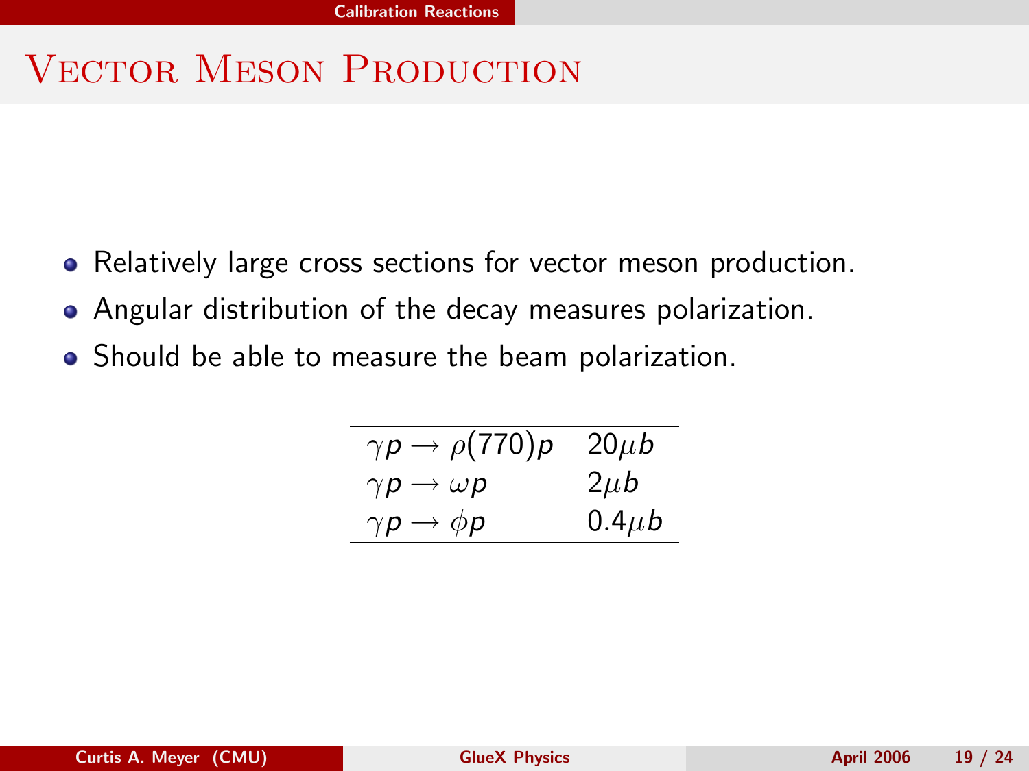# Vector Meson Production

- Relatively large cross sections for vector meson production.
- Angular distribution of the decay measures polarization.
- Should be able to measure the beam polarization.

| Reaction | Cross section |
|---|---|
| $\gamma p \rightarrow \rho(770) p$ | $20 \mu b$ |
| $\gamma p \rightarrow \omega p$ | $2 \mu b$ |
| $\gamma p \rightarrow \phi p$ | $0.4 \mu b$ |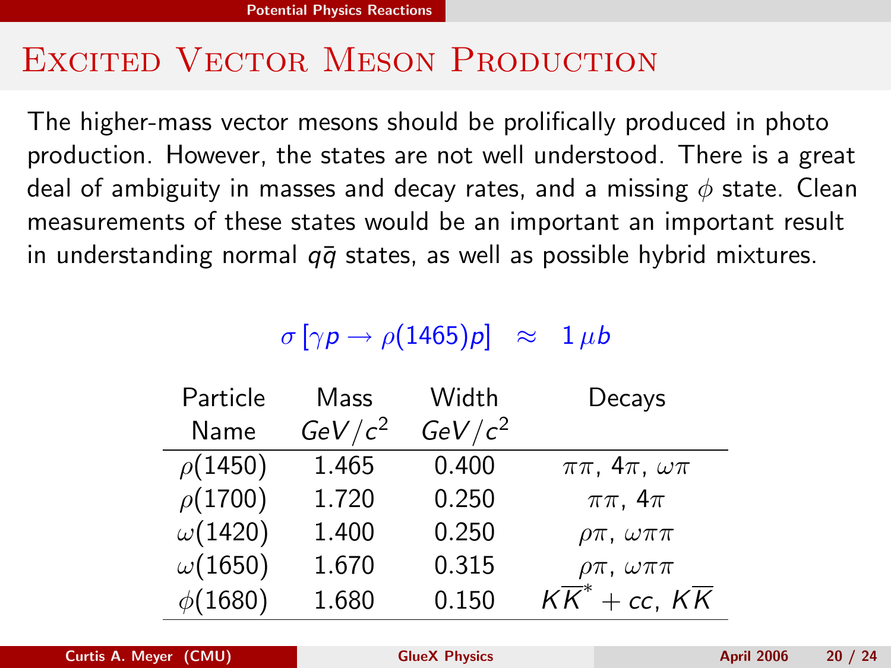# Excited Vector Meson Production

The higher-mass vector mesons should be prolifically produced in photo production. However, the states are not well understood. There is a great deal of ambiguity in masses and decay rates, and a missing $\phi$ state. Clean measurements of these states would be an important an important result in understanding normal $q\bar{q}$ states, as well as possible hybrid mixtures.

$$\sigma\left[\gamma p \rightarrow \rho(1465) p\right] \quad \approx \quad 1\,\mu b$$

| Particle Name | Mass $GeV/c^2$ | Width $GeV/c^2$ | Decays |
|---|---|---|---|
| $\rho(1450)$ | 1.465 | 0.400 | $\pi\pi$, $4\pi$, $\omega\pi$ |
| $\rho(1700)$ | 1.720 | 0.250 | $\pi\pi$, $4\pi$ |
| $\omega(1420)$ | 1.400 | 0.250 | $\rho\pi$, $\omega\pi\pi$ |
| $\omega(1650)$ | 1.670 | 0.315 | $\rho\pi$, $\omega\pi\pi$ |
| $\phi(1680)$ | 1.680 | 0.150 | $K\overline{K}^* + cc$, $K\overline{K}$ |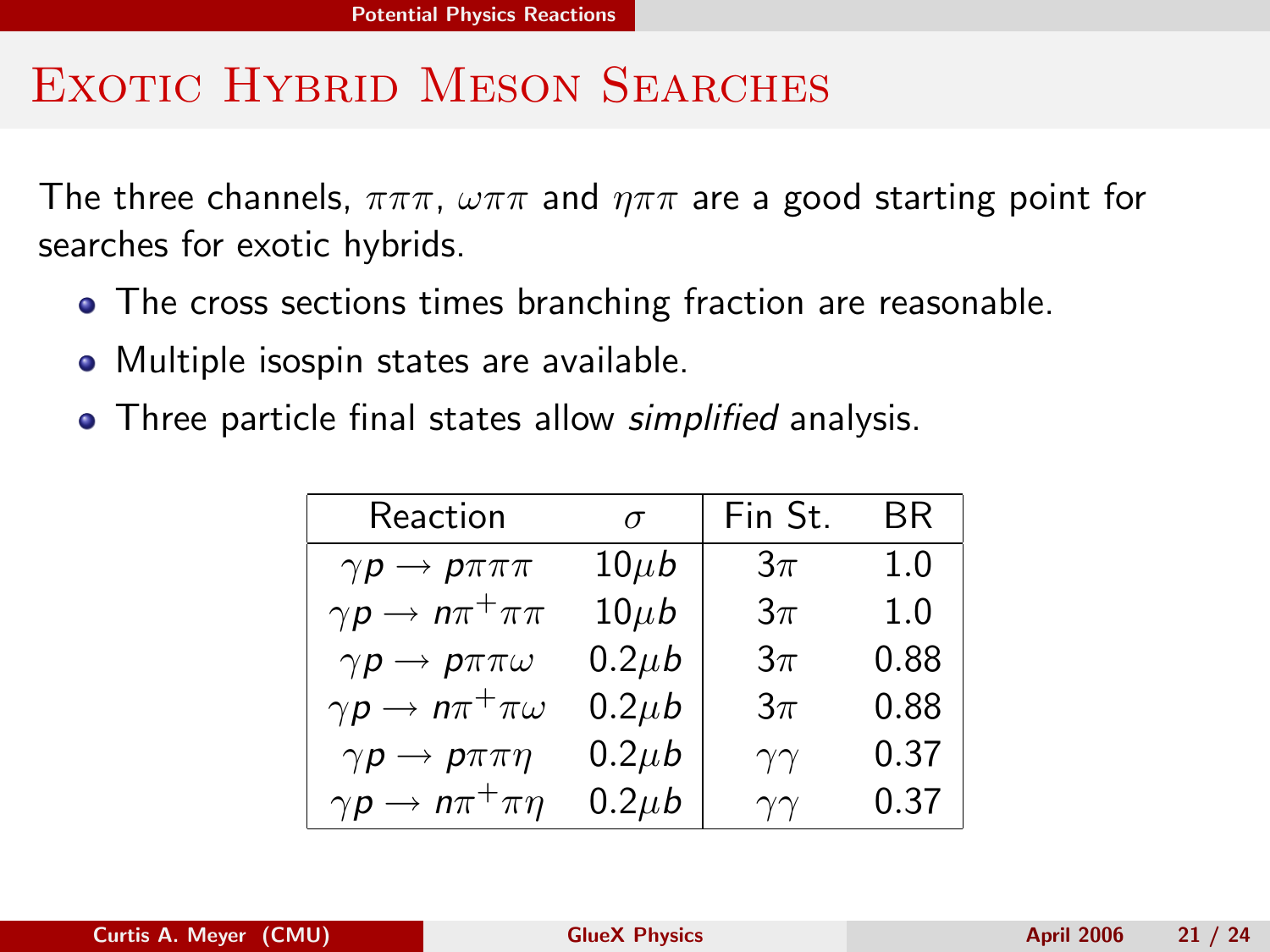# Exotic Hybrid Meson Searches

The three channels, $\pi\pi\pi$, $\omega\pi\pi$ and $\eta\pi\pi$ are a good starting point for searches for exotic hybrids.

- The cross sections times branching fraction are reasonable.
- Multiple isospin states are available.
- Three particle final states allow *simplified* analysis.

| Reaction | $\sigma$ | Fin St. | BR |
|---|---|---|---|
| $\gamma p \rightarrow p\pi\pi\pi$ | $10\mu b$ | $3\pi$ | 1.0 |
| $\gamma p \rightarrow n\pi^+\pi\pi$ | $10\mu b$ | $3\pi$ | 1.0 |
| $\gamma p \rightarrow p\pi\pi\omega$ | $0.2\mu b$ | $3\pi$ | 0.88 |
| $\gamma p \rightarrow n\pi^+\pi\omega$ | $0.2\mu b$ | $3\pi$ | 0.88 |
| $\gamma p \rightarrow p\pi\pi\eta$ | $0.2\mu b$ | $\gamma\gamma$ | 0.37 |
| $\gamma p \rightarrow n\pi^+\pi\eta$ | $0.2\mu b$ | $\gamma\gamma$ | 0.37 |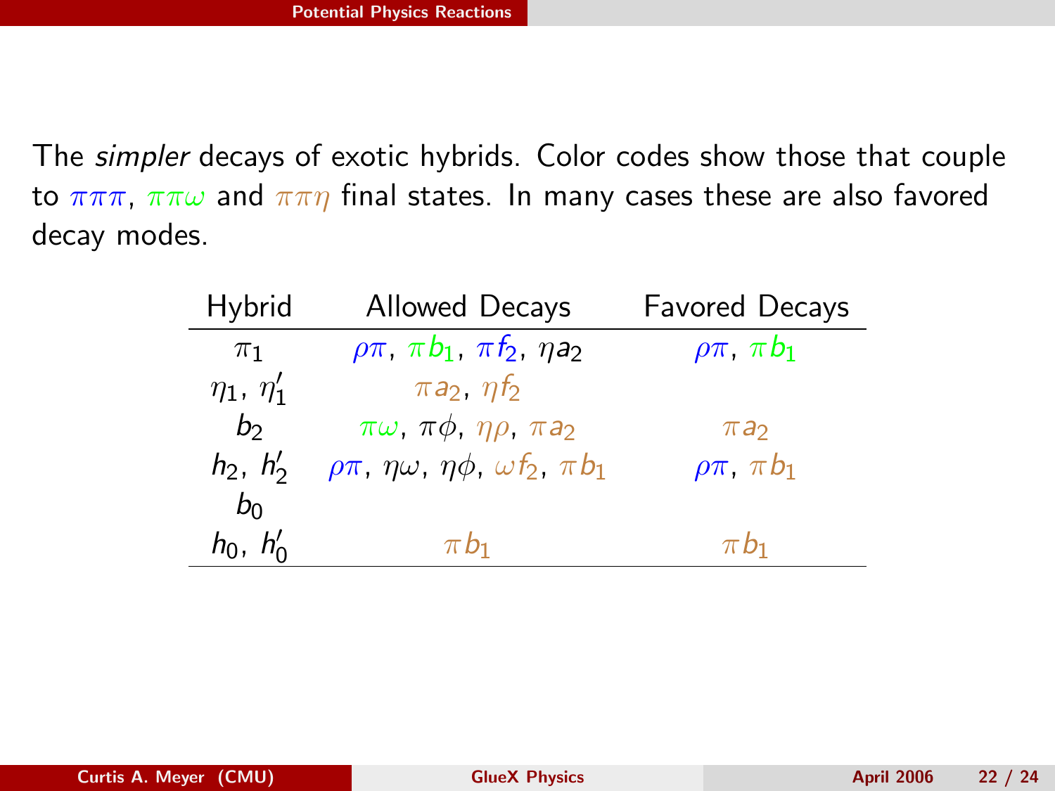The *simpler* decays of exotic hybrids. Color codes show those that couple to $\pi\pi\pi$, $\pi\pi\omega$ and $\pi\pi\eta$ final states. In many cases these are also favored decay modes.

| Hybrid | Allowed Decays | Favored Decays |
|---|---|---|
| $\pi_1$ | $\rho\pi$, $\pi b_1$, $\pi f_2$, $\eta a_2$ | $\rho\pi$, $\pi b_1$ |
| $\eta_1$, $\eta_1'$ | $\pi a_2$, $\eta f_2$ | |
| $b_2$ | $\pi\omega$, $\pi\phi$, $\eta\rho$, $\pi a_2$ | $\pi a_2$ |
| $h_2$, $h_2'$ | $\rho\pi$, $\eta\omega$, $\eta\phi$, $\omega f_2$, $\pi b_1$ | $\rho\pi$, $\pi b_1$ |
| $b_0$ | | |
| $h_0$, $h_0'$ | $\pi b_1$ | $\pi b_1$ |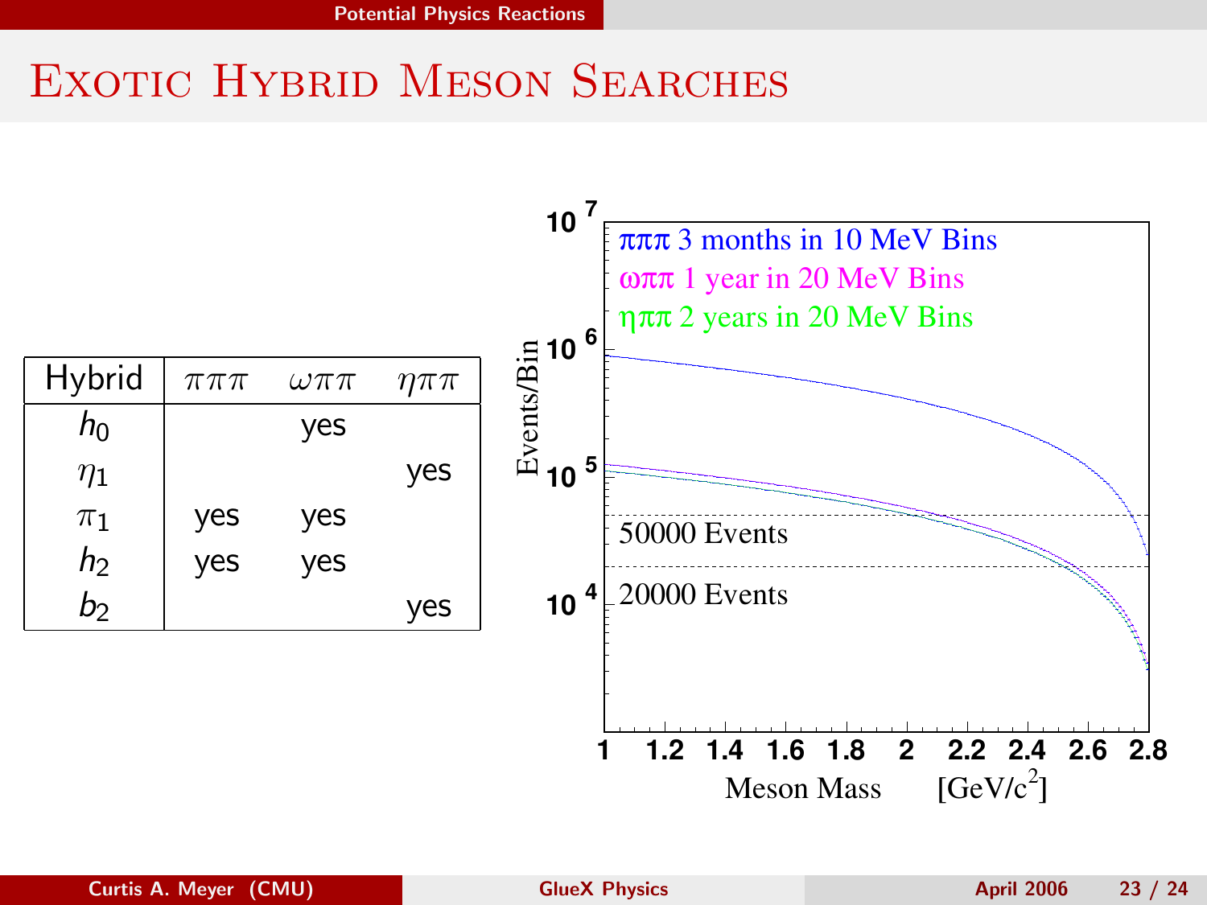# Exotic Hybrid Meson Searches

| Hybrid | $\pi\pi\pi$ | $\omega\pi\pi$ | $\eta\pi\pi$ |
|---|---|---|---|
| $h_0$ | | yes | |
| $\eta_1$ | | | yes |
| $\pi_1$ | yes | yes | |
| $h_2$ | yes | yes | |
| $b_2$ | | | yes |

$\pi\pi\pi$ 3 months in 10 MeV Bins
$\omega\pi\pi$ 1 year in 20 MeV Bins
$\eta\pi\pi$ 2 years in 20 MeV Bins

50000 Events
20000 Events

Events/Bin

Meson Mass [GeV/c$^2$]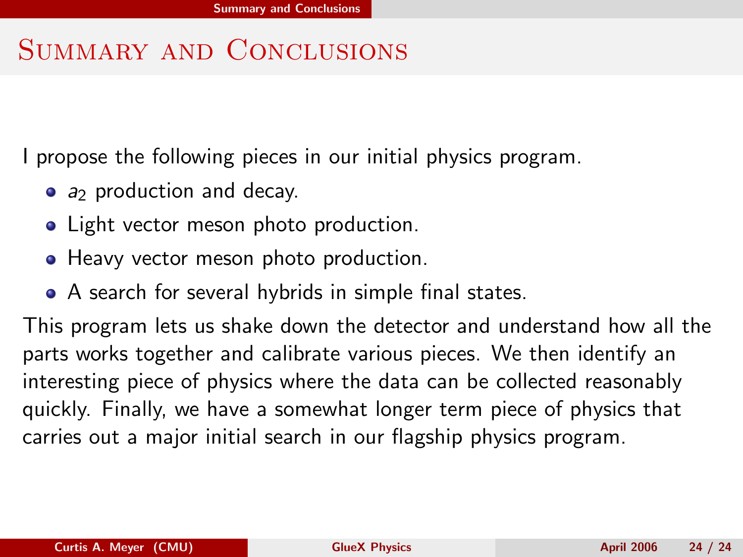# Summary and Conclusions

I propose the following pieces in our initial physics program.

- $a_2$ production and decay.
- Light vector meson photo production.
- Heavy vector meson photo production.
- A search for several hybrids in simple final states.

This program lets us shake down the detector and understand how all the parts works together and calibrate various pieces. We then identify an interesting piece of physics where the data can be collected reasonably quickly. Finally, we have a somewhat longer term piece of physics that carries out a major initial search in our flagship physics program.